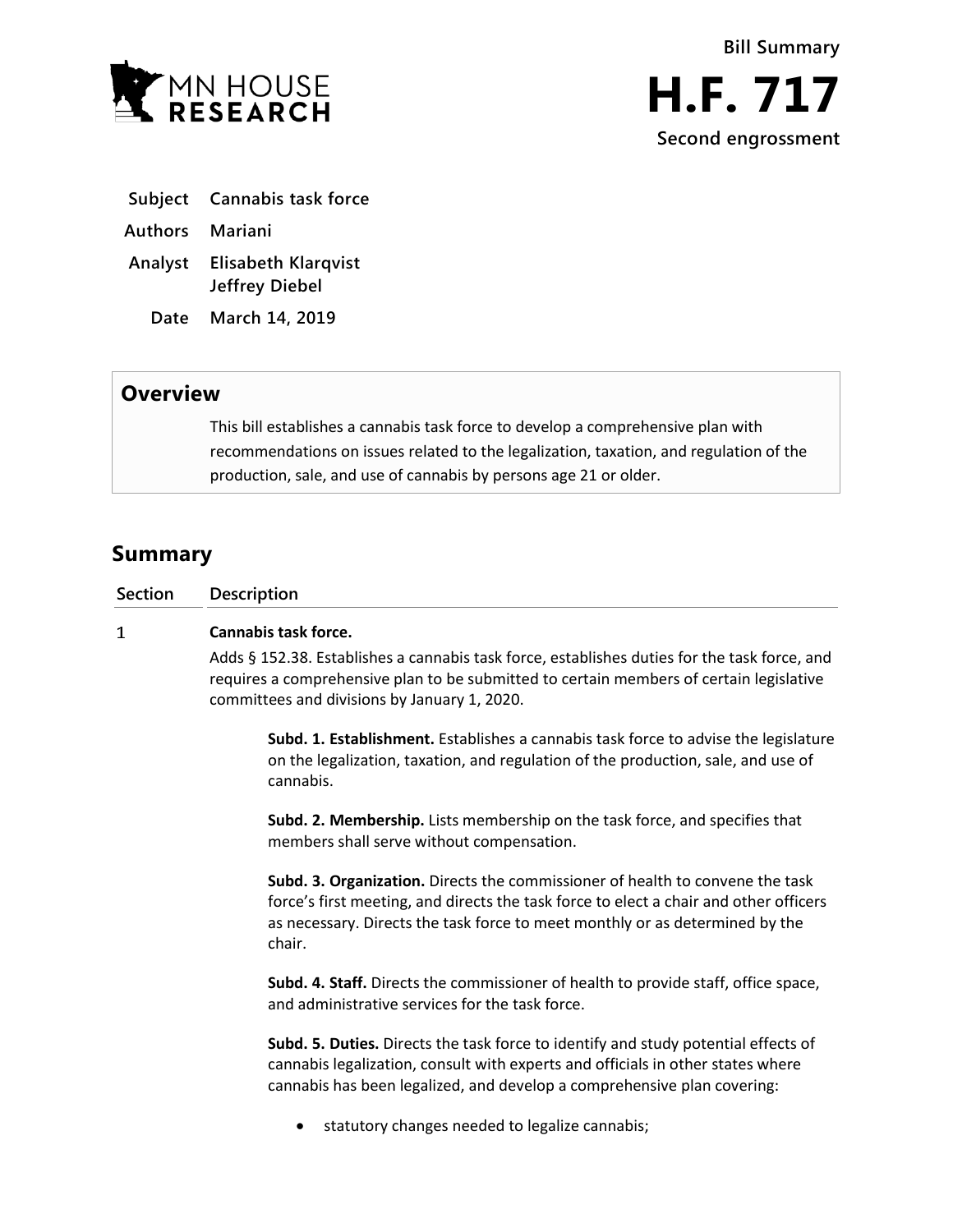MN HOUSE RESEARCH

**Bill Summary**

# H.F. 717

**Second engrossment**

| | |
|---|---|
| **Subject** | **Cannabis task force** |
| **Authors** | **Mariani** |
| **Analyst** | **Elisabeth Klarqvist**<br>**Jeffrey Diebel** |
| **Date** | **March 14, 2019** |

## Overview

This bill establishes a cannabis task force to develop a comprehensive plan with recommendations on issues related to the legalization, taxation, and regulation of the production, sale, and use of cannabis by persons age 21 or older.

## Summary

| Section | Description |
|---|---|
| 1 | **Cannabis task force.** |

Adds § 152.38. Establishes a cannabis task force, establishes duties for the task force, and requires a comprehensive plan to be submitted to certain members of certain legislative committees and divisions by January 1, 2020.

**Subd. 1. Establishment.** Establishes a cannabis task force to advise the legislature on the legalization, taxation, and regulation of the production, sale, and use of cannabis.

**Subd. 2. Membership.** Lists membership on the task force, and specifies that members shall serve without compensation.

**Subd. 3. Organization.** Directs the commissioner of health to convene the task force's first meeting, and directs the task force to elect a chair and other officers as necessary. Directs the task force to meet monthly or as determined by the chair.

**Subd. 4. Staff.** Directs the commissioner of health to provide staff, office space, and administrative services for the task force.

**Subd. 5. Duties.** Directs the task force to identify and study potential effects of cannabis legalization, consult with experts and officials in other states where cannabis has been legalized, and develop a comprehensive plan covering:

- statutory changes needed to legalize cannabis;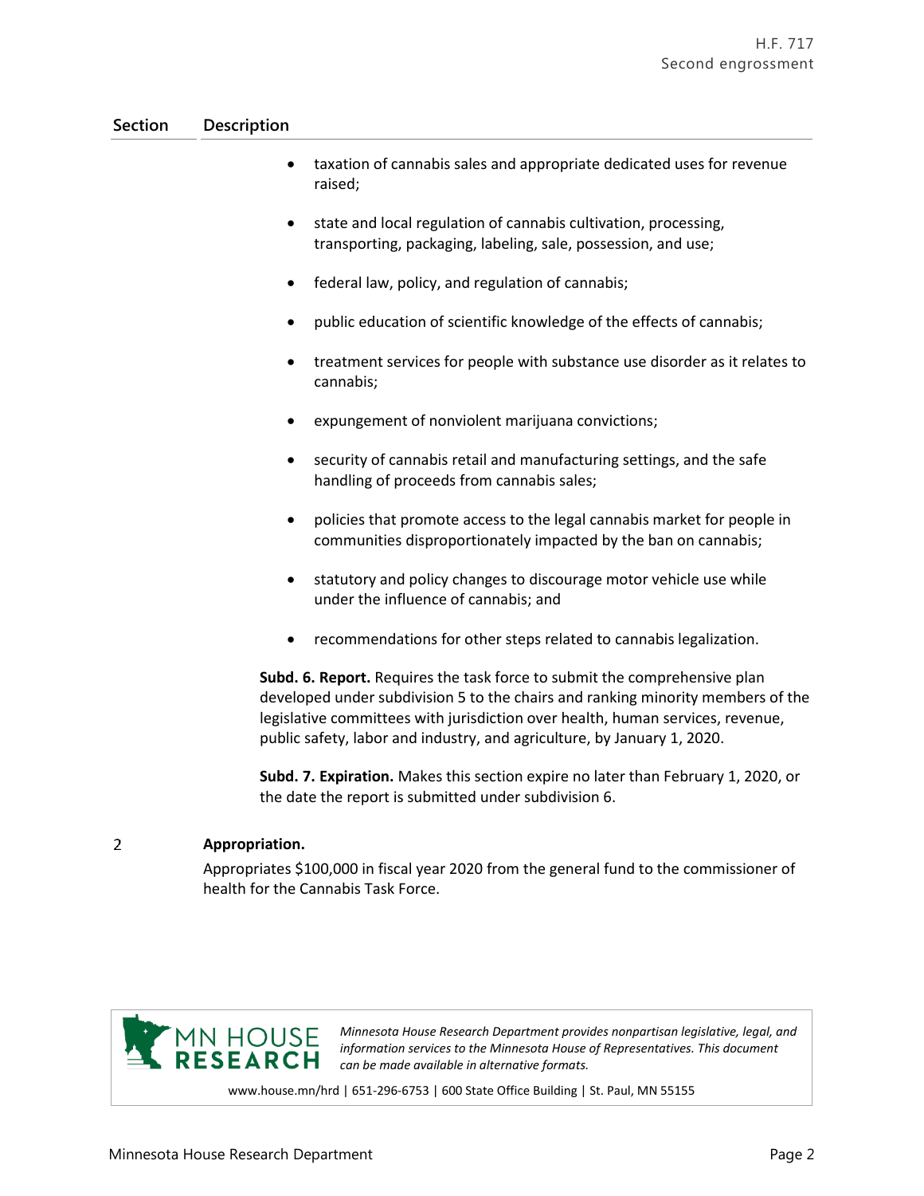| Section | Description |
|---|---|

- taxation of cannabis sales and appropriate dedicated uses for revenue raised;
- state and local regulation of cannabis cultivation, processing, transporting, packaging, labeling, sale, possession, and use;
- federal law, policy, and regulation of cannabis;
- public education of scientific knowledge of the effects of cannabis;
- treatment services for people with substance use disorder as it relates to cannabis;
- expungement of nonviolent marijuana convictions;
- security of cannabis retail and manufacturing settings, and the safe handling of proceeds from cannabis sales;
- policies that promote access to the legal cannabis market for people in communities disproportionately impacted by the ban on cannabis;
- statutory and policy changes to discourage motor vehicle use while under the influence of cannabis; and
- recommendations for other steps related to cannabis legalization.

**Subd. 6. Report.** Requires the task force to submit the comprehensive plan developed under subdivision 5 to the chairs and ranking minority members of the legislative committees with jurisdiction over health, human services, revenue, public safety, labor and industry, and agriculture, by January 1, 2020.

**Subd. 7. Expiration.** Makes this section expire no later than February 1, 2020, or the date the report is submitted under subdivision 6.

2 **Appropriation.**

Appropriates $100,000 in fiscal year 2020 from the general fund to the commissioner of health for the Cannabis Task Force.

MN HOUSE RESEARCH

*Minnesota House Research Department provides nonpartisan legislative, legal, and information services to the Minnesota House of Representatives. This document can be made available in alternative formats.*

www.house.mn/hrd | 651-296-6753 | 600 State Office Building | St. Paul, MN 55155